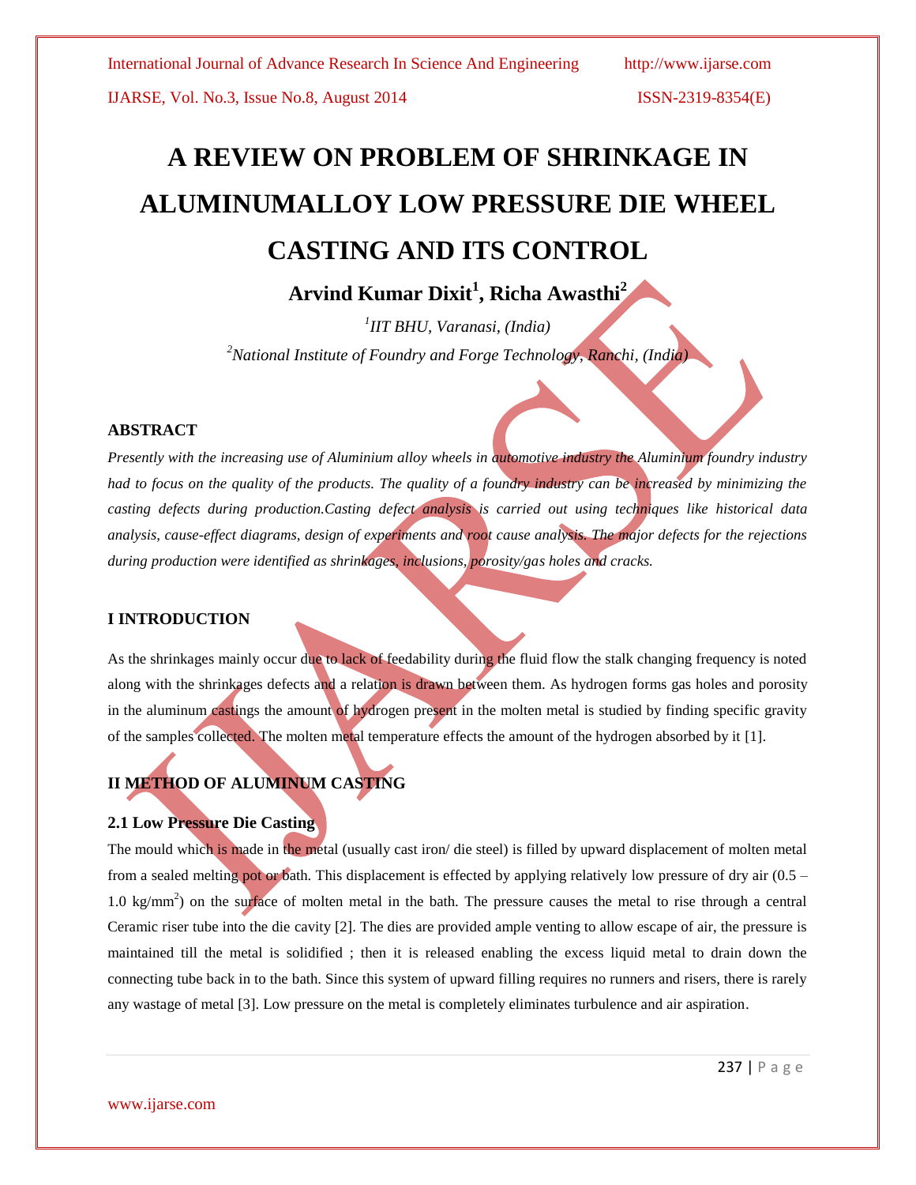# A REVIEW ON PROBLEM OF SHRINKAGE IN ALUMINUMALLOY LOW PRESSURE DIE WHEEL CASTING AND ITS CONTROL

**Arvind Kumar Dixit[1], Richa Awasthi[2]**

[1]*IIT BHU, Varanasi, (India)*

[2]*National Institute of Foundry and Forge Technology, Ranchi, (India)*

## ABSTRACT

*Presently with the increasing use of Aluminium alloy wheels in automotive industry the Aluminium foundry industry had to focus on the quality of the products. The quality of a foundry industry can be increased by minimizing the casting defects during production.Casting defect analysis is carried out using techniques like historical data analysis, cause-effect diagrams, design of experiments and root cause analysis. The major defects for the rejections during production were identified as shrinkages, inclusions, porosity/gas holes and cracks.*

## I INTRODUCTION

As the shrinkages mainly occur due to lack of feedability during the fluid flow the stalk changing frequency is noted along with the shrinkages defects and a relation is drawn between them. As hydrogen forms gas holes and porosity in the aluminum castings the amount of hydrogen present in the molten metal is studied by finding specific gravity of the samples collected. The molten metal temperature effects the amount of the hydrogen absorbed by it [1].

## II METHOD OF ALUMINUM CASTING

### 2.1 Low Pressure Die Casting

The mould which is made in the metal (usually cast iron/ die steel) is filled by upward displacement of molten metal from a sealed melting pot or bath. This displacement is effected by applying relatively low pressure of dry air (0.5 – 1.0 kg/mm$^2$) on the surface of molten metal in the bath. The pressure causes the metal to rise through a central Ceramic riser tube into the die cavity [2]. The dies are provided ample venting to allow escape of air, the pressure is maintained till the metal is solidified ; then it is released enabling the excess liquid metal to drain down the connecting tube back in to the bath. Since this system of upward filling requires no runners and risers, there is rarely any wastage of metal [3]. Low pressure on the metal is completely eliminates turbulence and air aspiration.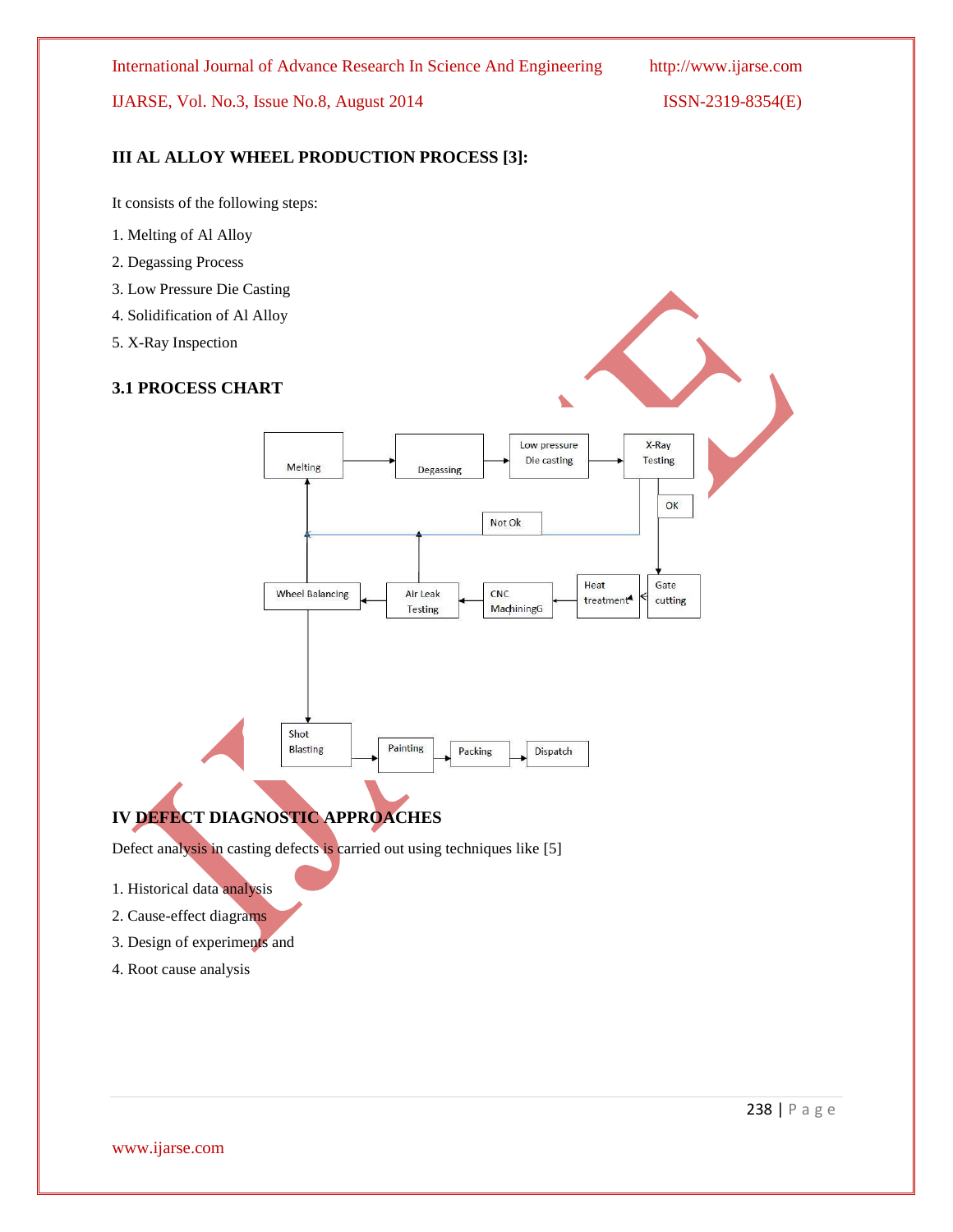## III AL ALLOY WHEEL PRODUCTION PROCESS [3]:

It consists of the following steps:

1. Melting of Al Alloy
2. Degassing Process
3. Low Pressure Die Casting
4. Solidification of Al Alloy
5. X-Ray Inspection

### 3.1 PROCESS CHART

Melting → Degassing → Low pressure Die casting → X-Ray Testing

X-Ray Testing → OK → Gate cutting → Heat treatment → CNC MachiningG → Air Leak Testing → Wheel Balancing → Shot Blasting → Painting → Packing → Dispatch

X-Ray Testing → Not Ok → Melting

## IV DEFECT DIAGNOSTIC APPROACHES

Defect analysis in casting defects is carried out using techniques like [5]

1. Historical data analysis
2. Cause-effect diagrams
3. Design of experiments and
4. Root cause analysis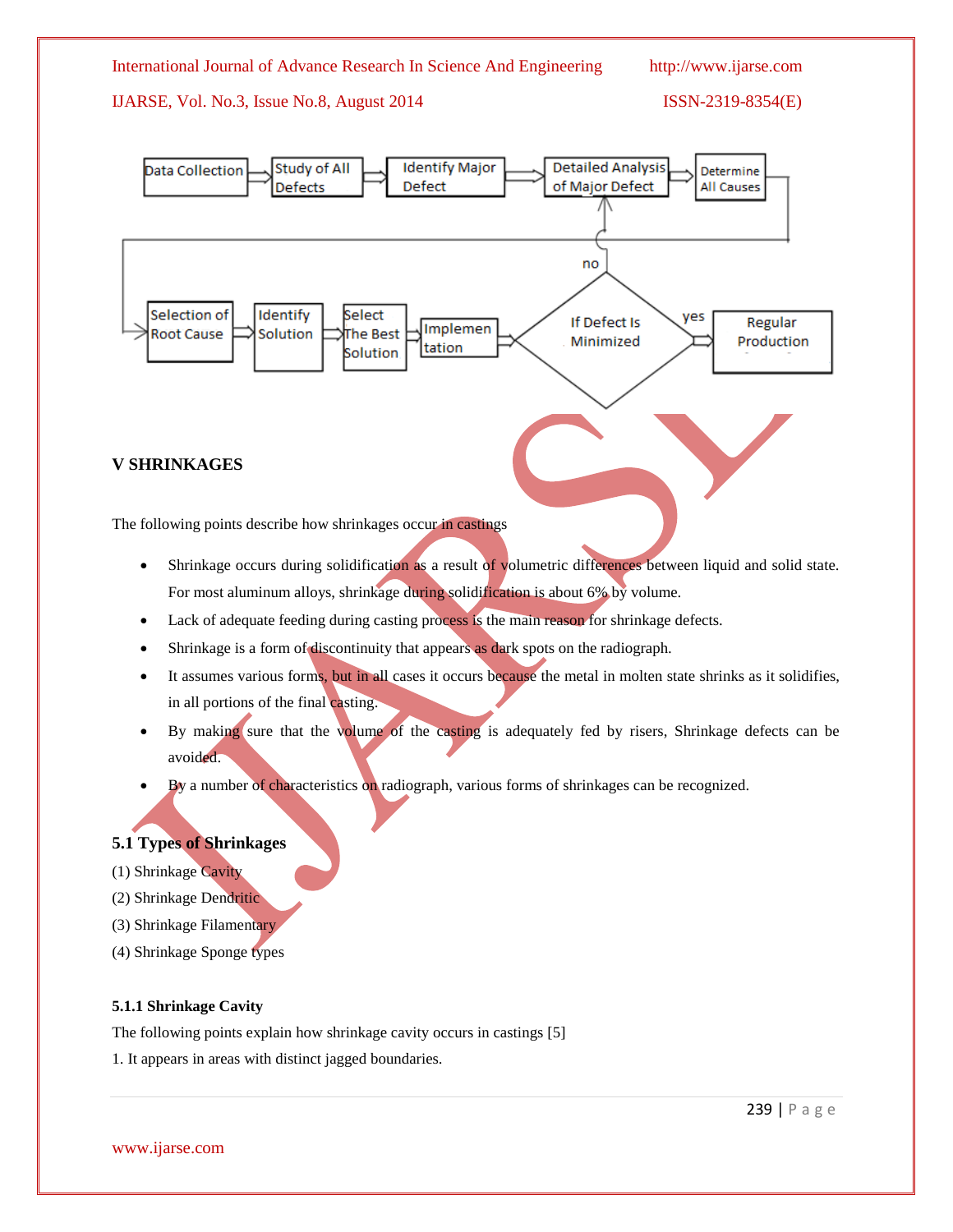## V SHRINKAGES

The following points describe how shrinkages occur in castings

- Shrinkage occurs during solidification as a result of volumetric differences between liquid and solid state. For most aluminum alloys, shrinkage during solidification is about 6% by volume.
- Lack of adequate feeding during casting process is the main reason for shrinkage defects.
- Shrinkage is a form of discontinuity that appears as dark spots on the radiograph.
- It assumes various forms, but in all cases it occurs because the metal in molten state shrinks as it solidifies, in all portions of the final casting.
- By making sure that the volume of the casting is adequately fed by risers, Shrinkage defects can be avoided.
- By a number of characteristics on radiograph, various forms of shrinkages can be recognized.

### 5.1 Types of Shrinkages

(1) Shrinkage Cavity

(2) Shrinkage Dendritic

(3) Shrinkage Filamentary

(4) Shrinkage Sponge types

#### 5.1.1 Shrinkage Cavity

The following points explain how shrinkage cavity occurs in castings [5]

1. It appears in areas with distinct jagged boundaries.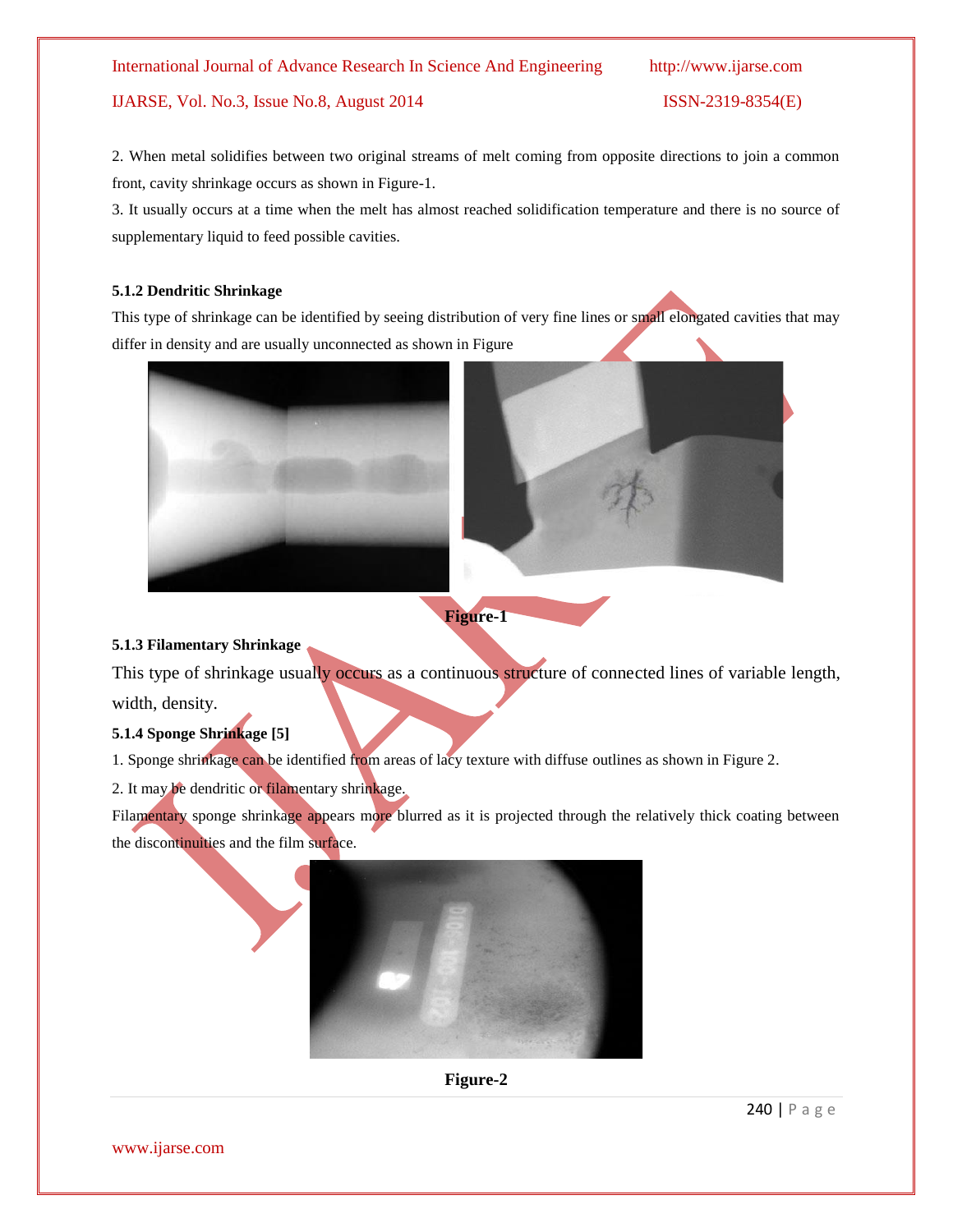2. When metal solidifies between two original streams of melt coming from opposite directions to join a common front, cavity shrinkage occurs as shown in Figure-1.

3. It usually occurs at a time when the melt has almost reached solidification temperature and there is no source of supplementary liquid to feed possible cavities.

#### 5.1.2 Dendritic Shrinkage

This type of shrinkage can be identified by seeing distribution of very fine lines or small elongated cavities that may differ in density and are usually unconnected as shown in Figure

**Figure-1**

#### 5.1.3 Filamentary Shrinkage

This type of shrinkage usually occurs as a continuous structure of connected lines of variable length, width, density.

#### 5.1.4 Sponge Shrinkage [5]

1. Sponge shrinkage can be identified from areas of lacy texture with diffuse outlines as shown in Figure 2.

2. It may be dendritic or filamentary shrinkage.

Filamentary sponge shrinkage appears more blurred as it is projected through the relatively thick coating between the discontinuities and the film surface.

**Figure-2**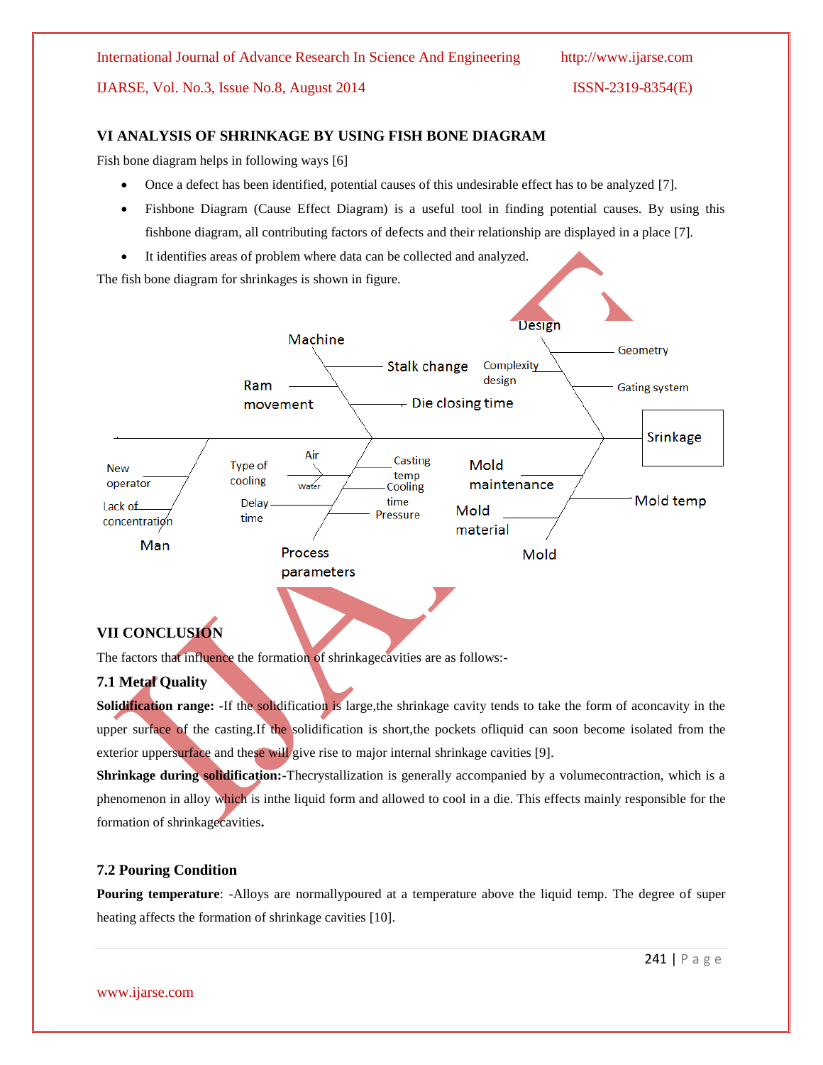## VI ANALYSIS OF SHRINKAGE BY USING FISH BONE DIAGRAM

Fish bone diagram helps in following ways [6]

- Once a defect has been identified, potential causes of this undesirable effect has to be analyzed [7].
- Fishbone Diagram (Cause Effect Diagram) is a useful tool in finding potential causes. By using this fishbone diagram, all contributing factors of defects and their relationship are displayed in a place [7].
- It identifies areas of problem where data can be collected and analyzed.

The fish bone diagram for shrinkages is shown in figure.

Machine: Stalk change, Ram movement, Die closing time
Design: Geometry, Complexity design, Gating system
Srinkage
Man: New operator, Lack of concentration
Process parameters: Type of cooling (Air, Water), Casting temp, Cooling time, Delay time, Pressure
Mold: Mold maintenance, Mold temp, Mold material

## VII CONCLUSION

The factors that influence the formation of shrinkagecavities are as follows:-

### 7.1 Metal Quality

**Solidification range:** -If the solidification is large,the shrinkage cavity tends to take the form of aconcavity in the upper surface of the casting.If the solidification is short,the pockets ofliquid can soon become isolated from the exterior uppersurface and these will give rise to major internal shrinkage cavities [9].

**Shrinkage during solidification:-**Thecrystallization is generally accompanied by a volumecontraction, which is a phenomenon in alloy which is inthe liquid form and allowed to cool in a die. This effects mainly responsible for the formation of shrinkagecavities**.**

### 7.2 Pouring Condition

**Pouring temperature**: -Alloys are normallypoured at a temperature above the liquid temp. The degree of super heating affects the formation of shrinkage cavities [10].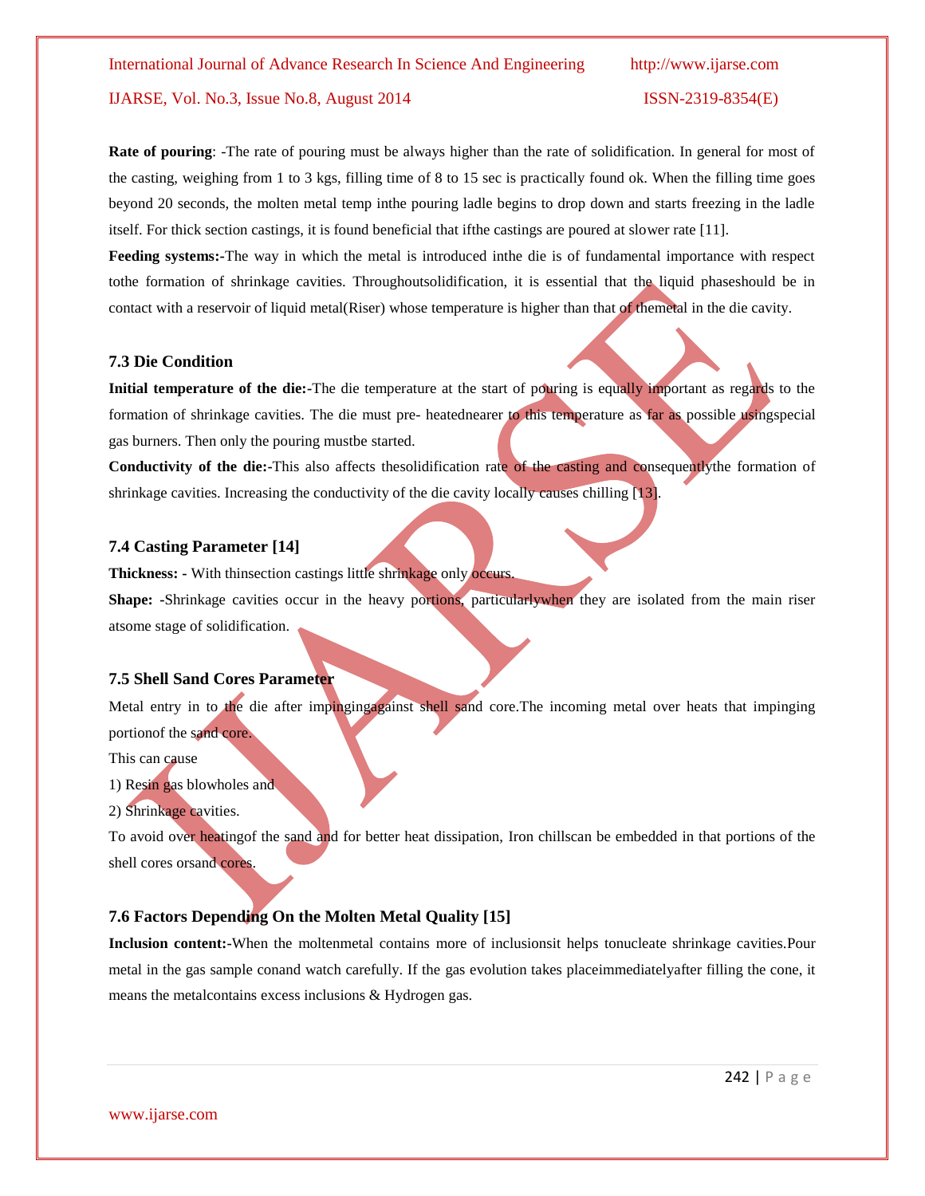**Rate of pouring**: -The rate of pouring must be always higher than the rate of solidification. In general for most of the casting, weighing from 1 to 3 kgs, filling time of 8 to 15 sec is practically found ok. When the filling time goes beyond 20 seconds, the molten metal temp inthe pouring ladle begins to drop down and starts freezing in the ladle itself. For thick section castings, it is found beneficial that ifthe castings are poured at slower rate [11].

**Feeding systems:**-The way in which the metal is introduced inthe die is of fundamental importance with respect tothe formation of shrinkage cavities. Throughoutsolidification, it is essential that the liquid phaseshould be in contact with a reservoir of liquid metal(Riser) whose temperature is higher than that of themetal in the die cavity.

### 7.3 Die Condition

**Initial temperature of the die:**-The die temperature at the start of pouring is equally important as regards to the formation of shrinkage cavities. The die must pre- heatednearer to this temperature as far as possible usingspecial gas burners. Then only the pouring mustbe started.

**Conductivity of the die:**-This also affects thesolidification rate of the casting and consequentlythe formation of shrinkage cavities. Increasing the conductivity of the die cavity locally causes chilling [13].

### 7.4 Casting Parameter [14]

**Thickness: -** With thinsection castings little shrinkage only occurs.

**Shape: -**Shrinkage cavities occur in the heavy portions, particularlywhen they are isolated from the main riser atsome stage of solidification.

### 7.5 Shell Sand Cores Parameter

Metal entry in to the die after impingingagainst shell sand core.The incoming metal over heats that impinging portionof the sand core.

This can cause

1) Resin gas blowholes and

2) Shrinkage cavities.

To avoid over heatingof the sand and for better heat dissipation, Iron chillscan be embedded in that portions of the shell cores orsand cores.

### 7.6 Factors Depending On the Molten Metal Quality [15]

**Inclusion content:**-When the moltenmetal contains more of inclusionsit helps tonucleate shrinkage cavities.Pour metal in the gas sample conand watch carefully. If the gas evolution takes placeimmediatelyafter filling the cone, it means the metalcontains excess inclusions & Hydrogen gas.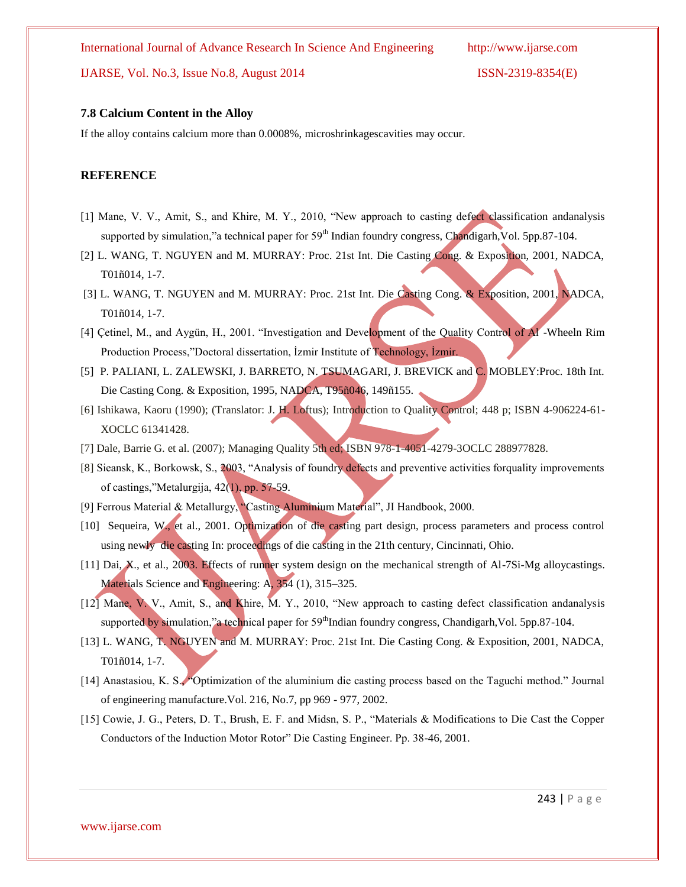### 7.8 Calcium Content in the Alloy

If the alloy contains calcium more than 0.0008%, microshrinkagescavities may occur.

### REFERENCE

[1] Mane, V. V., Amit, S., and Khire, M. Y., 2010, "New approach to casting defect classification andanalysis supported by simulation,"a technical paper for 59th Indian foundry congress, Chandigarh,Vol. 5pp.87-104.

[2] L. WANG, T. NGUYEN and M. MURRAY: Proc. 21st Int. Die Casting Cong. & Exposition, 2001, NADCA, T01ñ014, 1-7.

[3] L. WANG, T. NGUYEN and M. MURRAY: Proc. 21st Int. Die Casting Cong. & Exposition, 2001, NADCA, T01ñ014, 1-7.

[4] Çetinel, M., and Aygün, H., 2001. "Investigation and Development of the Quality Control of Al -Wheeln Rim Production Process,"Doctoral dissertation, İzmir Institute of Technology, İzmir.

[5] P. PALIANI, L. ZALEWSKI, J. BARRETO, N. TSUMAGARI, J. BREVICK and C. MOBLEY:Proc. 18th Int. Die Casting Cong. & Exposition, 1995, NADCA, T95ñ046, 149ñ155.

[6] Ishikawa, Kaoru (1990); (Translator: J. H. Loftus); Introduction to Quality Control; 448 p; ISBN 4-906224-61-XOCLC 61341428.

[7] Dale, Barrie G. et al. (2007); Managing Quality 5th ed; ISBN 978-1-4051-4279-3OCLC 288977828.

[8] Sieansk, K., Borkowsk, S., 2003, "Analysis of foundry defects and preventive activities forquality improvements of castings,"Metalurgija, 42(1). pp. 57-59.

[9] Ferrous Material & Metallurgy, "Casting Aluminium Material", JI Handbook, 2000.

[10] Sequeira, W., et al., 2001. Optimization of die casting part design, process parameters and process control using newly die casting In: proceedings of die casting in the 21th century, Cincinnati, Ohio.

[11] Dai, X., et al., 2003. Effects of runner system design on the mechanical strength of Al-7Si-Mg alloycastings. Materials Science and Engineering: A, 354 (1), 315–325.

[12] Mane, V. V., Amit, S., and Khire, M. Y., 2010, "New approach to casting defect classification andanalysis supported by simulation,"a technical paper for 59thIndian foundry congress, Chandigarh,Vol. 5pp.87-104.

[13] L. WANG, T. NGUYEN and M. MURRAY: Proc. 21st Int. Die Casting Cong. & Exposition, 2001, NADCA, T01ñ014, 1-7.

[14] Anastasiou, K. S., "Optimization of the aluminium die casting process based on the Taguchi method." Journal of engineering manufacture.Vol. 216, No.7, pp 969 - 977, 2002.

[15] Cowie, J. G., Peters, D. T., Brush, E. F. and Midsn, S. P., "Materials & Modifications to Die Cast the Copper Conductors of the Induction Motor Rotor" Die Casting Engineer. Pp. 38-46, 2001.